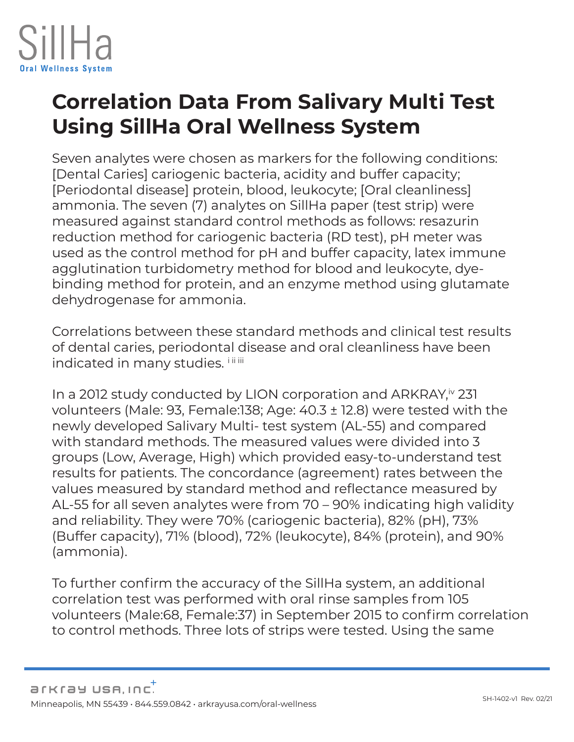SillHa
Oral Wellness System

# Correlation Data From Salivary Multi Test Using SillHa Oral Wellness System

Seven analytes were chosen as markers for the following conditions: [Dental Caries] cariogenic bacteria, acidity and buffer capacity; [Periodontal disease] protein, blood, leukocyte; [Oral cleanliness] ammonia. The seven (7) analytes on SillHa paper (test strip) were measured against standard control methods as follows: resazurin reduction method for cariogenic bacteria (RD test), pH meter was used as the control method for pH and buffer capacity, latex immune agglutination turbidometry method for blood and leukocyte, dye-binding method for protein, and an enzyme method using glutamate dehydrogenase for ammonia.

Correlations between these standard methods and clinical test results of dental caries, periodontal disease and oral cleanliness have been indicated in many studies. [i ii iii]

In a 2012 study conducted by LION corporation and ARKRAY,[iv] 231 volunteers (Male: 93, Female:138; Age: 40.3 ± 12.8) were tested with the newly developed Salivary Multi- test system (AL-55) and compared with standard methods. The measured values were divided into 3 groups (Low, Average, High) which provided easy-to-understand test results for patients. The concordance (agreement) rates between the values measured by standard method and reflectance measured by AL-55 for all seven analytes were from 70 – 90% indicating high validity and reliability. They were 70% (cariogenic bacteria), 82% (pH), 73% (Buffer capacity), 71% (blood), 72% (leukocyte), 84% (protein), and 90% (ammonia).

To further confirm the accuracy of the SillHa system, an additional correlation test was performed with oral rinse samples from 105 volunteers (Male:68, Female:37) in September 2015 to confirm correlation to control methods. Three lots of strips were tested. Using the same

arkray USA, INC.
Minneapolis, MN 55439 • 844.559.0842 • arkrayusa.com/oral-wellness

SH-1402-v1 Rev. 02/21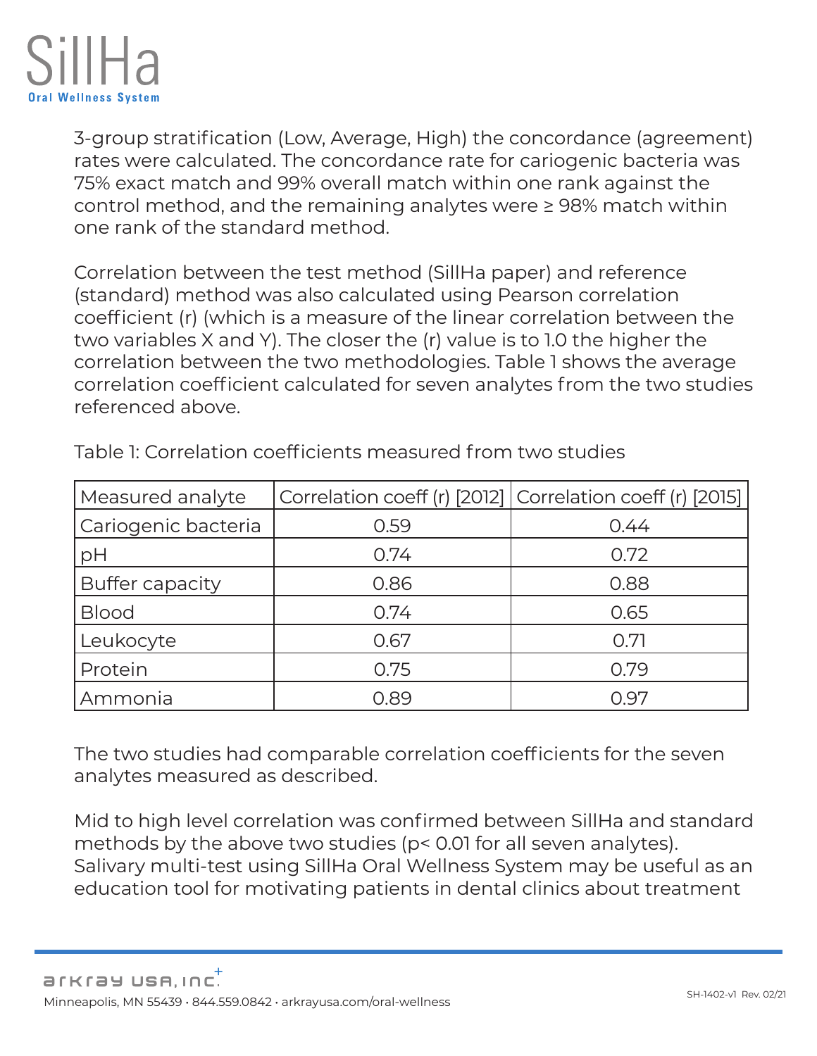3-group stratification (Low, Average, High) the concordance (agreement) rates were calculated. The concordance rate for cariogenic bacteria was 75% exact match and 99% overall match within one rank against the control method, and the remaining analytes were ≥ 98% match within one rank of the standard method.

Correlation between the test method (SillHa paper) and reference (standard) method was also calculated using Pearson correlation coefficient (r) (which is a measure of the linear correlation between the two variables X and Y). The closer the (r) value is to 1.0 the higher the correlation between the two methodologies. Table 1 shows the average correlation coefficient calculated for seven analytes from the two studies referenced above.

Table 1: Correlation coefficients measured from two studies

| Measured analyte | Correlation coeff (r) [2012] | Correlation coeff (r) [2015] |
|---|---|---|
| Cariogenic bacteria | 0.59 | 0.44 |
| pH | 0.74 | 0.72 |
| Buffer capacity | 0.86 | 0.88 |
| Blood | 0.74 | 0.65 |
| Leukocyte | 0.67 | 0.71 |
| Protein | 0.75 | 0.79 |
| Ammonia | 0.89 | 0.97 |

The two studies had comparable correlation coefficients for the seven analytes measured as described.

Mid to high level correlation was confirmed between SillHa and standard methods by the above two studies ($p < 0.01$ for all seven analytes). Salivary multi-test using SillHa Oral Wellness System may be useful as an education tool for motivating patients in dental clinics about treatment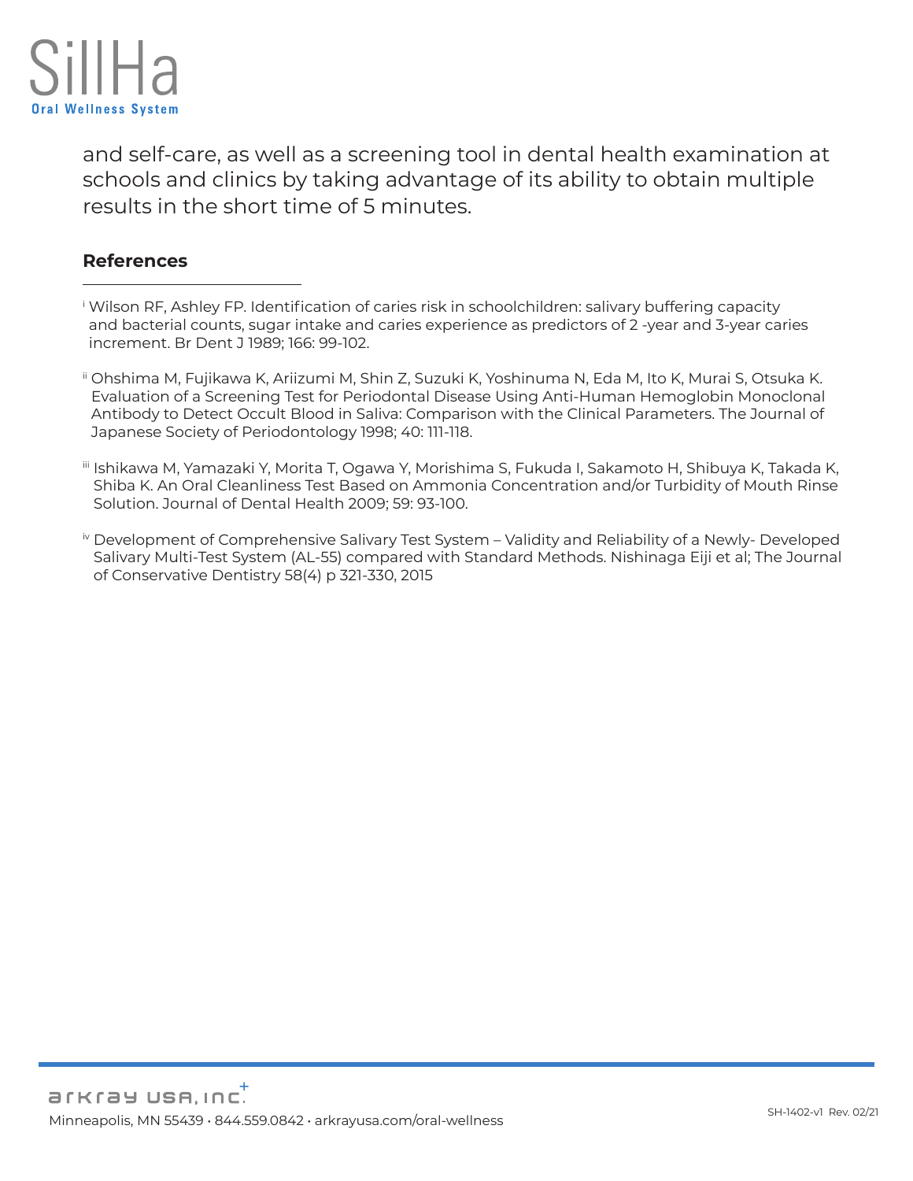and self-care, as well as a screening tool in dental health examination at schools and clinics by taking advantage of its ability to obtain multiple results in the short time of 5 minutes.

## References

[i] Wilson RF, Ashley FP. Identification of caries risk in schoolchildren: salivary buffering capacity and bacterial counts, sugar intake and caries experience as predictors of 2 -year and 3-year caries increment. Br Dent J 1989; 166: 99-102.

[ii] Ohshima M, Fujikawa K, Ariizumi M, Shin Z, Suzuki K, Yoshinuma N, Eda M, Ito K, Murai S, Otsuka K. Evaluation of a Screening Test for Periodontal Disease Using Anti-Human Hemoglobin Monoclonal Antibody to Detect Occult Blood in Saliva: Comparison with the Clinical Parameters. The Journal of Japanese Society of Periodontology 1998; 40: 111-118.

[iii] Ishikawa M, Yamazaki Y, Morita T, Ogawa Y, Morishima S, Fukuda I, Sakamoto H, Shibuya K, Takada K, Shiba K. An Oral Cleanliness Test Based on Ammonia Concentration and/or Turbidity of Mouth Rinse Solution. Journal of Dental Health 2009; 59: 93-100.

[iv] Development of Comprehensive Salivary Test System – Validity and Reliability of a Newly- Developed Salivary Multi-Test System (AL-55) compared with Standard Methods. Nishinaga Eiji et al; The Journal of Conservative Dentistry 58(4) p 321-330, 2015

arkray USA, Inc.

Minneapolis, MN 55439 • 844.559.0842 • arkrayusa.com/oral-wellness

SH-1402-v1 Rev. 02/21